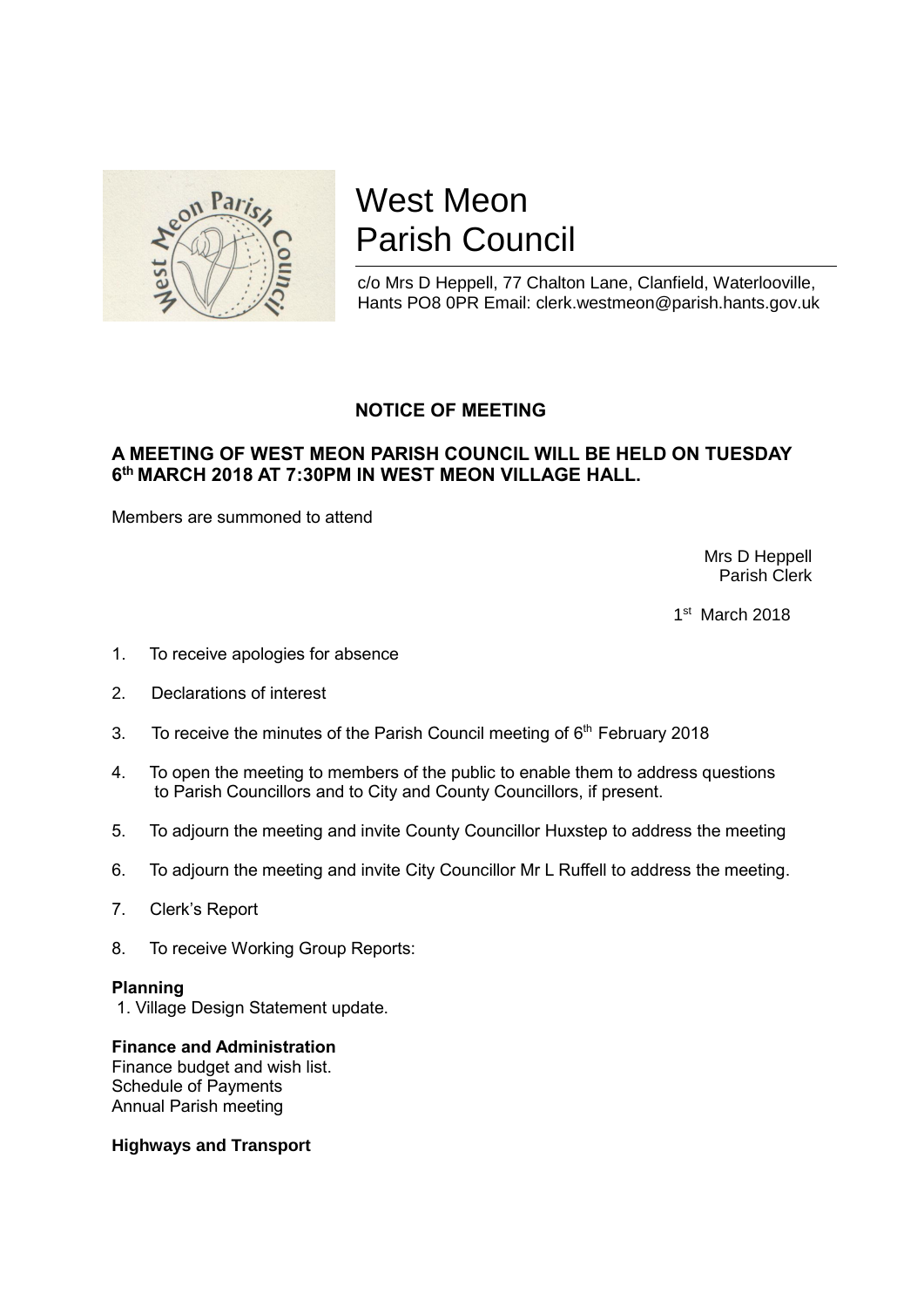# West Meon Parish Council

c/o Mrs D Heppell, 77 Chalton Lane, Clanfield, Waterlooville, Hants PO8 0PR Email: clerk.westmeon@parish.hants.gov.uk

## NOTICE OF MEETING

**A MEETING OF WEST MEON PARISH COUNCIL WILL BE HELD ON TUESDAY 6th MARCH 2018 AT 7:30PM IN WEST MEON VILLAGE HALL.**

Members are summoned to attend

Mrs D Heppell
Parish Clerk

1st March 2018

1. To receive apologies for absence
2. Declarations of interest
3. To receive the minutes of the Parish Council meeting of 6th February 2018
4. To open the meeting to members of the public to enable them to address questions to Parish Councillors and to City and County Councillors, if present.
5. To adjourn the meeting and invite County Councillor Huxstep to address the meeting
6. To adjourn the meeting and invite City Councillor Mr L Ruffell to address the meeting.
7. Clerk's Report
8. To receive Working Group Reports:

**Planning**

1. Village Design Statement update.

**Finance and Administration**

Finance budget and wish list.
Schedule of Payments
Annual Parish meeting

**Highways and Transport**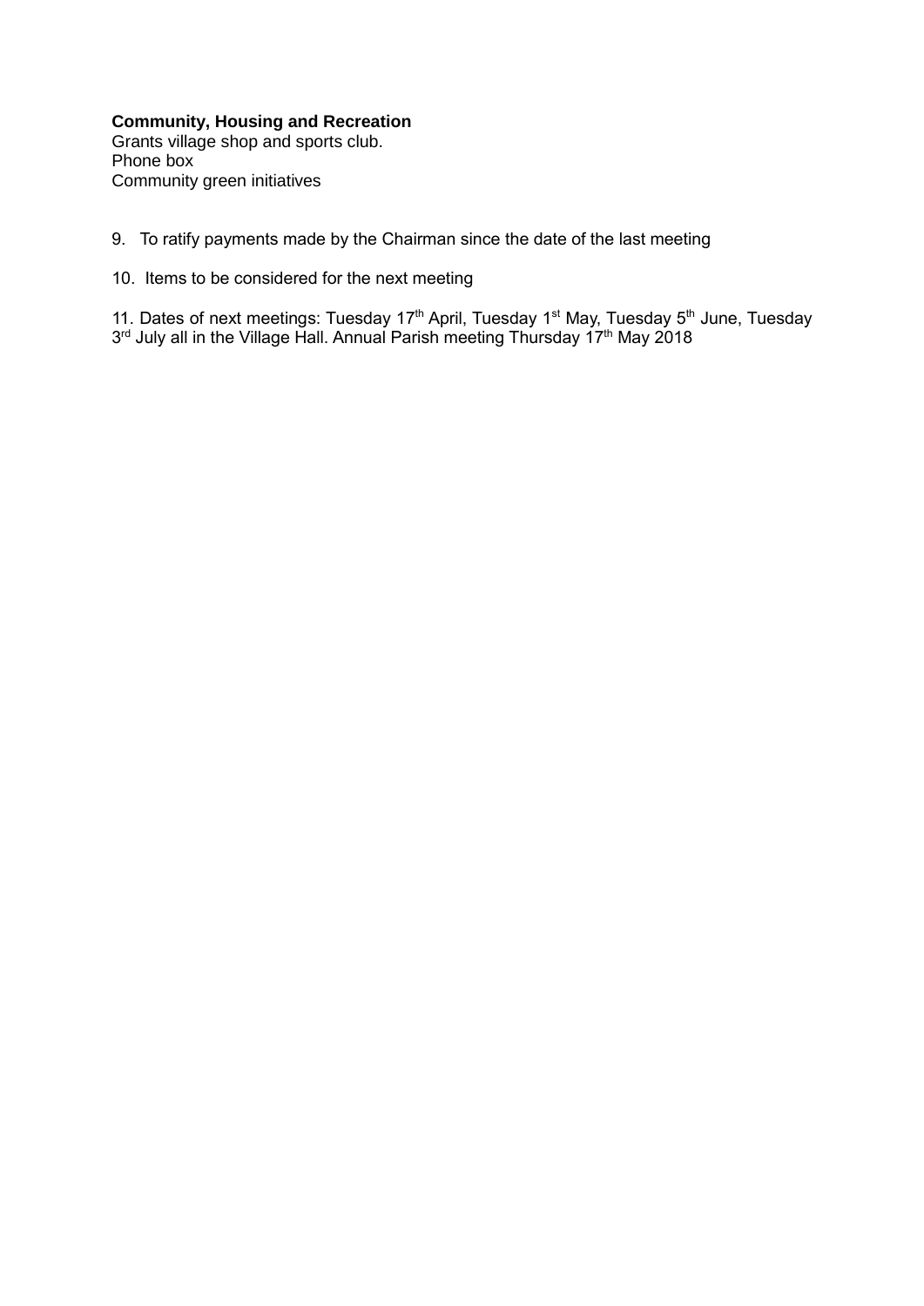**Community, Housing and Recreation**
Grants village shop and sports club.
Phone box
Community green initiatives

9. To ratify payments made by the Chairman since the date of the last meeting

10. Items to be considered for the next meeting

11. Dates of next meetings: Tuesday 17th April, Tuesday 1st May, Tuesday 5th June, Tuesday 3rd July all in the Village Hall. Annual Parish meeting Thursday 17th May 2018